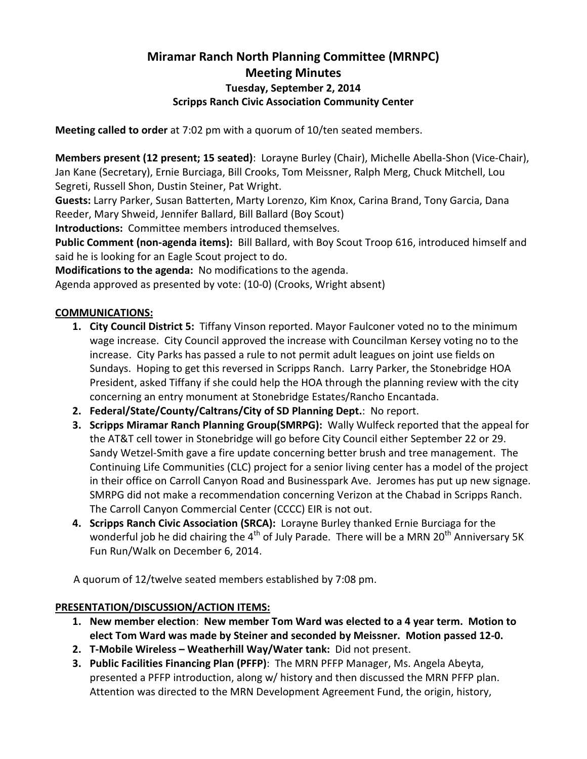# Miramar Ranch North Planning Committee (MRNPC)
## Meeting Minutes
### Tuesday, September 2, 2014
### Scripps Ranch Civic Association Community Center

**Meeting called to order** at 7:02 pm with a quorum of 10/ten seated members.

**Members present (12 present; 15 seated)**: Lorayne Burley (Chair), Michelle Abella-Shon (Vice-Chair), Jan Kane (Secretary), Ernie Burciaga, Bill Crooks, Tom Meissner, Ralph Merg, Chuck Mitchell, Lou Segreti, Russell Shon, Dustin Steiner, Pat Wright.

**Guests:** Larry Parker, Susan Batterten, Marty Lorenzo, Kim Knox, Carina Brand, Tony Garcia, Dana Reeder, Mary Shweid, Jennifer Ballard, Bill Ballard (Boy Scout)

**Introductions:** Committee members introduced themselves.

**Public Comment (non-agenda items):** Bill Ballard, with Boy Scout Troop 616, introduced himself and said he is looking for an Eagle Scout project to do.

**Modifications to the agenda:** No modifications to the agenda.

Agenda approved as presented by vote: (10-0) (Crooks, Wright absent)

**COMMUNICATIONS:**

1. **City Council District 5:** Tiffany Vinson reported. Mayor Faulconer voted no to the minimum wage increase. City Council approved the increase with Councilman Kersey voting no to the increase. City Parks has passed a rule to not permit adult leagues on joint use fields on Sundays. Hoping to get this reversed in Scripps Ranch. Larry Parker, the Stonebridge HOA President, asked Tiffany if she could help the HOA through the planning review with the city concerning an entry monument at Stonebridge Estates/Rancho Encantada.
2. **Federal/State/County/Caltrans/City of SD Planning Dept.**: No report.
3. **Scripps Miramar Ranch Planning Group(SMRPG):** Wally Wulfeck reported that the appeal for the AT&T cell tower in Stonebridge will go before City Council either September 22 or 29. Sandy Wetzel-Smith gave a fire update concerning better brush and tree management. The Continuing Life Communities (CLC) project for a senior living center has a model of the project in their office on Carroll Canyon Road and Businesspark Ave. Jeromes has put up new signage. SMRPG did not make a recommendation concerning Verizon at the Chabad in Scripps Ranch. The Carroll Canyon Commercial Center (CCCC) EIR is not out.
4. **Scripps Ranch Civic Association (SRCA):** Lorayne Burley thanked Ernie Burciaga for the wonderful job he did chairing the 4th of July Parade. There will be a MRN 20th Anniversary 5K Fun Run/Walk on December 6, 2014.

A quorum of 12/twelve seated members established by 7:08 pm.

**PRESENTATION/DISCUSSION/ACTION ITEMS:**

1. **New member election**: **New member Tom Ward was elected to a 4 year term. Motion to elect Tom Ward was made by Steiner and seconded by Meissner. Motion passed 12-0.**
2. **T-Mobile Wireless – Weatherhill Way/Water tank:** Did not present.
3. **Public Facilities Financing Plan (PFFP)**: The MRN PFFP Manager, Ms. Angela Abeyta, presented a PFFP introduction, along w/ history and then discussed the MRN PFFP plan. Attention was directed to the MRN Development Agreement Fund, the origin, history,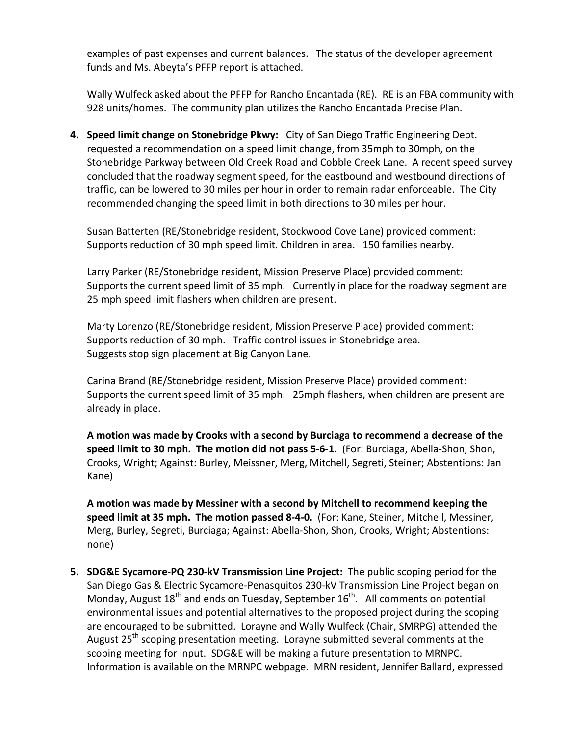examples of past expenses and current balances. The status of the developer agreement funds and Ms. Abeyta's PFFP report is attached.

Wally Wulfeck asked about the PFFP for Rancho Encantada (RE). RE is an FBA community with 928 units/homes. The community plan utilizes the Rancho Encantada Precise Plan.

4. **Speed limit change on Stonebridge Pkwy:** City of San Diego Traffic Engineering Dept. requested a recommendation on a speed limit change, from 35mph to 30mph, on the Stonebridge Parkway between Old Creek Road and Cobble Creek Lane. A recent speed survey concluded that the roadway segment speed, for the eastbound and westbound directions of traffic, can be lowered to 30 miles per hour in order to remain radar enforceable. The City recommended changing the speed limit in both directions to 30 miles per hour.

   Susan Batterten (RE/Stonebridge resident, Stockwood Cove Lane) provided comment: Supports reduction of 30 mph speed limit. Children in area. 150 families nearby.

   Larry Parker (RE/Stonebridge resident, Mission Preserve Place) provided comment: Supports the current speed limit of 35 mph. Currently in place for the roadway segment are 25 mph speed limit flashers when children are present.

   Marty Lorenzo (RE/Stonebridge resident, Mission Preserve Place) provided comment: Supports reduction of 30 mph. Traffic control issues in Stonebridge area. Suggests stop sign placement at Big Canyon Lane.

   Carina Brand (RE/Stonebridge resident, Mission Preserve Place) provided comment: Supports the current speed limit of 35 mph. 25mph flashers, when children are present are already in place.

   **A motion was made by Crooks with a second by Burciaga to recommend a decrease of the speed limit to 30 mph. The motion did not pass 5-6-1.** (For: Burciaga, Abella-Shon, Shon, Crooks, Wright; Against: Burley, Meissner, Merg, Mitchell, Segreti, Steiner; Abstentions: Jan Kane)

   **A motion was made by Messiner with a second by Mitchell to recommend keeping the speed limit at 35 mph. The motion passed 8-4-0.** (For: Kane, Steiner, Mitchell, Messiner, Merg, Burley, Segreti, Burciaga; Against: Abella-Shon, Shon, Crooks, Wright; Abstentions: none)

5. **SDG&E Sycamore-PQ 230-kV Transmission Line Project:** The public scoping period for the San Diego Gas & Electric Sycamore-Penasquitos 230-kV Transmission Line Project began on Monday, August 18th and ends on Tuesday, September 16th. All comments on potential environmental issues and potential alternatives to the proposed project during the scoping are encouraged to be submitted. Lorayne and Wally Wulfeck (Chair, SMRPG) attended the August 25th scoping presentation meeting. Lorayne submitted several comments at the scoping meeting for input. SDG&E will be making a future presentation to MRNPC. Information is available on the MRNPC webpage. MRN resident, Jennifer Ballard, expressed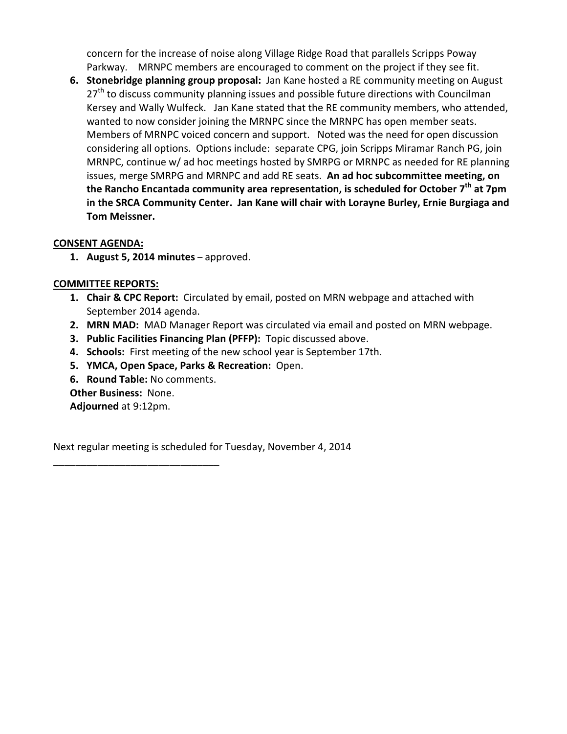concern for the increase of noise along Village Ridge Road that parallels Scripps Poway Parkway. MRNPC members are encouraged to comment on the project if they see fit.

6. **Stonebridge planning group proposal:** Jan Kane hosted a RE community meeting on August 27th to discuss community planning issues and possible future directions with Councilman Kersey and Wally Wulfeck. Jan Kane stated that the RE community members, who attended, wanted to now consider joining the MRNPC since the MRNPC has open member seats. Members of MRNPC voiced concern and support. Noted was the need for open discussion considering all options. Options include: separate CPG, join Scripps Miramar Ranch PG, join MRNPC, continue w/ ad hoc meetings hosted by SMRPG or MRNPC as needed for RE planning issues, merge SMRPG and MRNPC and add RE seats. **An ad hoc subcommittee meeting, on the Rancho Encantada community area representation, is scheduled for October 7th at 7pm in the SRCA Community Center. Jan Kane will chair with Lorayne Burley, Ernie Burgiaga and Tom Meissner.**

**CONSENT AGENDA:**

1. **August 5, 2014 minutes** – approved.

**COMMITTEE REPORTS:**

1. **Chair & CPC Report:** Circulated by email, posted on MRN webpage and attached with September 2014 agenda.
2. **MRN MAD:** MAD Manager Report was circulated via email and posted on MRN webpage.
3. **Public Facilities Financing Plan (PFFP):** Topic discussed above.
4. **Schools:** First meeting of the new school year is September 17th.
5. **YMCA, Open Space, Parks & Recreation:** Open.
6. **Round Table:** No comments.

**Other Business:** None.

**Adjourned** at 9:12pm.

Next regular meeting is scheduled for Tuesday, November 4, 2014

\_\_\_\_\_\_\_\_\_\_\_\_\_\_\_\_\_\_\_\_\_\_\_\_\_\_\_\_\_\_